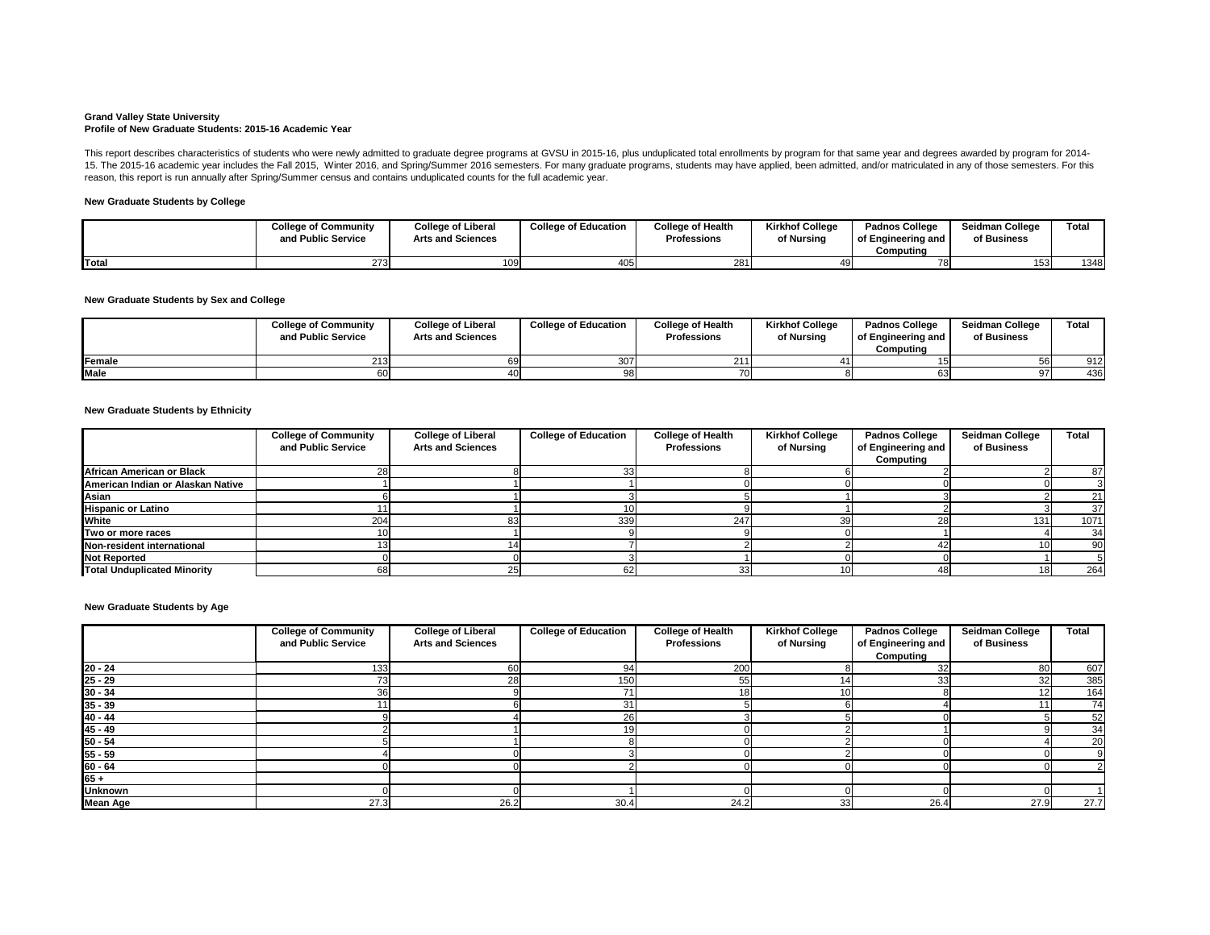**Grand Valley State University**
**Profile of New Graduate Students: 2015-16 Academic Year**

This report describes characteristics of students who were newly admitted to graduate degree programs at GVSU in 2015-16, plus unduplicated total enrollments by program for that same year and degrees awarded by program for 2014-15. The 2015-16 academic year includes the Fall 2015, Winter 2016, and Spring/Summer 2016 semesters. For many graduate programs, students may have applied, been admitted, and/or matriculated in any of those semesters. For this reason, this report is run annually after Spring/Summer census and contains unduplicated counts for the full academic year.

**New Graduate Students by College**

| | College of Community and Public Service | College of Liberal Arts and Sciences | College of Education | College of Health Professions | Kirkhof College of Nursing | Padnos College of Engineering and Computing | Seidman College of Business | Total |
|---|---|---|---|---|---|---|---|---|
| **Total** | 273 | 109 | 405 | 281 | 49 | 78 | 153 | 1348 |

**New Graduate Students by Sex and College**

| | College of Community and Public Service | College of Liberal Arts and Sciences | College of Education | College of Health Professions | Kirkhof College of Nursing | Padnos College of Engineering and Computing | Seidman College of Business | Total |
|---|---|---|---|---|---|---|---|---|
| **Female** | 213 | 69 | 307 | 211 | 41 | 15 | 56 | 912 |
| **Male** | 60 | 40 | 98 | 70 | 8 | 63 | 97 | 436 |

**New Graduate Students by Ethnicity**

| | College of Community and Public Service | College of Liberal Arts and Sciences | College of Education | College of Health Professions | Kirkhof College of Nursing | Padnos College of Engineering and Computing | Seidman College of Business | Total |
|---|---|---|---|---|---|---|---|---|
| **African American or Black** | 28 | 8 | 33 | 8 | 6 | 2 | 2 | 87 |
| **American Indian or Alaskan Native** | 1 | 1 | 1 | 0 | 0 | 0 | 0 | 3 |
| **Asian** | 6 | 1 | 3 | 5 | 1 | 3 | 2 | 21 |
| **Hispanic or Latino** | 11 | 1 | 10 | 9 | 1 | 2 | 3 | 37 |
| **White** | 204 | 83 | 339 | 247 | 39 | 28 | 131 | 1071 |
| **Two or more races** | 10 | 1 | 9 | 9 | 0 | 1 | 4 | 34 |
| **Non-resident international** | 13 | 14 | 7 | 2 | 2 | 42 | 10 | 90 |
| **Not Reported** | 0 | 0 | 3 | 1 | 0 | 0 | 1 | 5 |
| **Total Unduplicated Minority** | 68 | 25 | 62 | 33 | 10 | 48 | 18 | 264 |

**New Graduate Students by Age**

| | College of Community and Public Service | College of Liberal Arts and Sciences | College of Education | College of Health Professions | Kirkhof College of Nursing | Padnos College of Engineering and Computing | Seidman College of Business | Total |
|---|---|---|---|---|---|---|---|---|
| **20 - 24** | 133 | 60 | 94 | 200 | 8 | 32 | 80 | 607 |
| **25 - 29** | 73 | 28 | 150 | 55 | 14 | 33 | 32 | 385 |
| **30 - 34** | 36 | 9 | 71 | 18 | 10 | 8 | 12 | 164 |
| **35 - 39** | 11 | 6 | 31 | 5 | 6 | 4 | 11 | 74 |
| **40 - 44** | 9 | 4 | 26 | 3 | 5 | 0 | 5 | 52 |
| **45 - 49** | 2 | 1 | 19 | 0 | 2 | 1 | 9 | 34 |
| **50 - 54** | 5 | 1 | 8 | 0 | 2 | 0 | 4 | 20 |
| **55 - 59** | 4 | 0 | 3 | 0 | 2 | 0 | 0 | 9 |
| **60 - 64** | 0 | 0 | 2 | 0 | 0 | 0 | 0 | 2 |
| **65 +** | | | | | | | | |
| **Unknown** | 0 | 0 | 1 | 0 | 0 | 0 | 0 | 1 |
| **Mean Age** | 27.3 | 26.2 | 30.4 | 24.2 | 33 | 26.4 | 27.9 | 27.7 |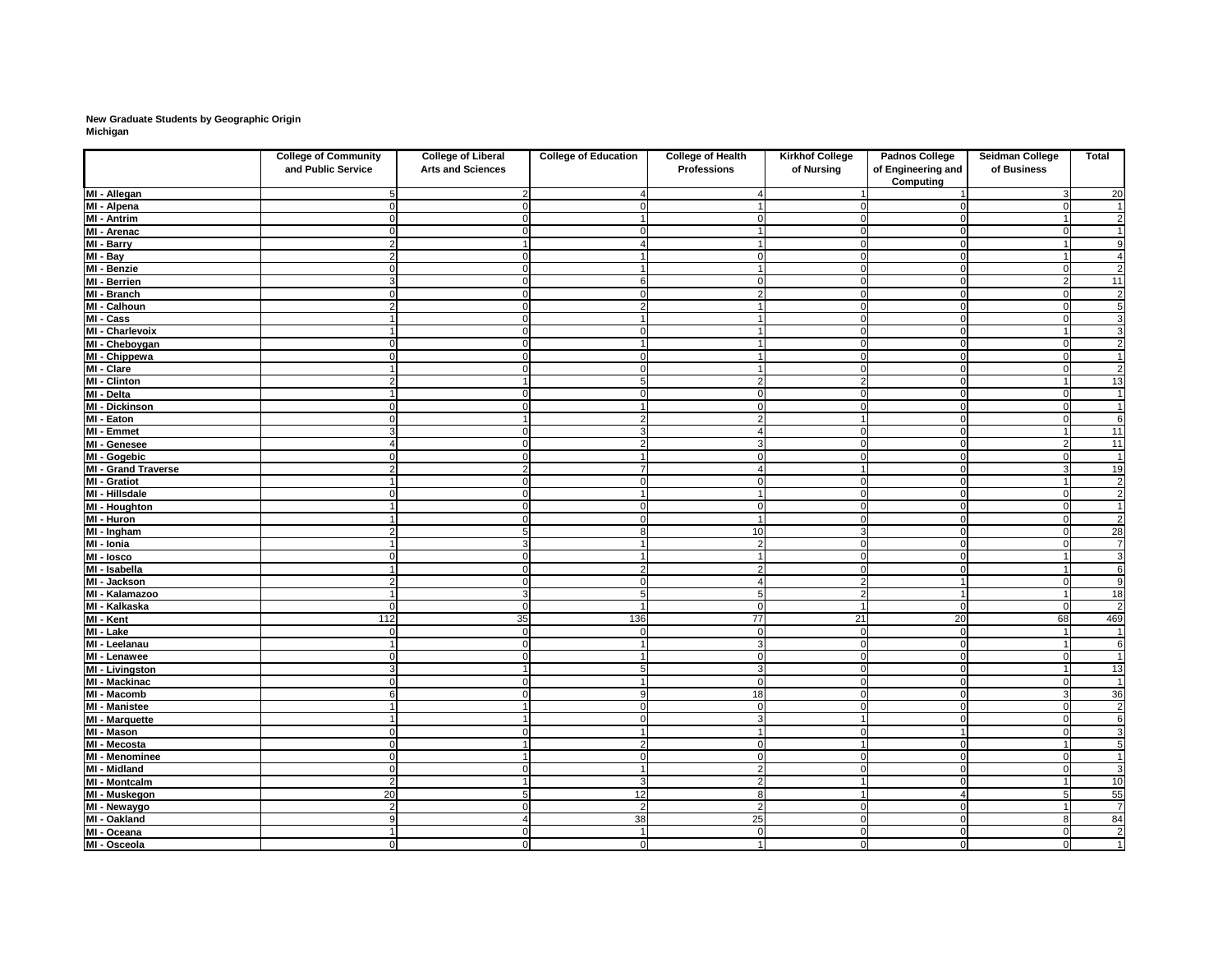**New Graduate Students by Geographic Origin**
**Michigan**

| | College of Community and Public Service | College of Liberal Arts and Sciences | College of Education | College of Health Professions | Kirkhof College of Nursing | Padnos College of Engineering and Computing | Seidman College of Business | Total |
|---|---|---|---|---|---|---|---|---|
| MI - Allegan | 5 | 2 | 4 | 4 | 1 | 1 | 3 | 20 |
| MI - Alpena | 0 | 0 | 0 | 1 | 0 | 0 | 0 | 1 |
| MI - Antrim | 0 | 0 | 1 | 0 | 0 | 0 | 1 | 2 |
| MI - Arenac | 0 | 0 | 0 | 1 | 0 | 0 | 0 | 1 |
| MI - Barry | 2 | 1 | 4 | 1 | 0 | 0 | 1 | 9 |
| MI - Bay | 2 | 0 | 1 | 0 | 0 | 0 | 1 | 4 |
| MI - Benzie | 0 | 0 | 1 | 1 | 0 | 0 | 0 | 2 |
| MI - Berrien | 3 | 0 | 6 | 0 | 0 | 0 | 2 | 11 |
| MI - Branch | 0 | 0 | 0 | 2 | 0 | 0 | 0 | 2 |
| MI - Calhoun | 2 | 0 | 2 | 1 | 0 | 0 | 0 | 5 |
| MI - Cass | 1 | 0 | 1 | 1 | 0 | 0 | 0 | 3 |
| MI - Charlevoix | 1 | 0 | 0 | 1 | 0 | 0 | 1 | 3 |
| MI - Cheboygan | 0 | 0 | 1 | 1 | 0 | 0 | 0 | 2 |
| MI - Chippewa | 0 | 0 | 0 | 1 | 0 | 0 | 0 | 1 |
| MI - Clare | 1 | 0 | 0 | 1 | 0 | 0 | 0 | 2 |
| MI - Clinton | 2 | 1 | 5 | 2 | 2 | 0 | 1 | 13 |
| MI - Delta | 1 | 0 | 0 | 0 | 0 | 0 | 0 | 1 |
| MI - Dickinson | 0 | 0 | 1 | 0 | 0 | 0 | 0 | 1 |
| MI - Eaton | 0 | 1 | 2 | 2 | 1 | 0 | 0 | 6 |
| MI - Emmet | 3 | 0 | 3 | 4 | 0 | 0 | 1 | 11 |
| MI - Genesee | 4 | 0 | 2 | 3 | 0 | 0 | 2 | 11 |
| MI - Gogebic | 0 | 0 | 1 | 0 | 0 | 0 | 0 | 1 |
| MI - Grand Traverse | 2 | 2 | 7 | 4 | 1 | 0 | 3 | 19 |
| MI - Gratiot | 1 | 0 | 0 | 0 | 0 | 0 | 1 | 2 |
| MI - Hillsdale | 0 | 0 | 1 | 1 | 0 | 0 | 0 | 2 |
| MI - Houghton | 1 | 0 | 0 | 0 | 0 | 0 | 0 | 1 |
| MI - Huron | 1 | 0 | 0 | 1 | 0 | 0 | 0 | 2 |
| MI - Ingham | 2 | 5 | 8 | 10 | 3 | 0 | 0 | 28 |
| MI - Ionia | 1 | 3 | 1 | 2 | 0 | 0 | 0 | 7 |
| MI - Iosco | 0 | 0 | 1 | 1 | 0 | 0 | 1 | 3 |
| MI - Isabella | 1 | 0 | 2 | 2 | 0 | 0 | 1 | 6 |
| MI - Jackson | 2 | 0 | 0 | 4 | 2 | 1 | 0 | 9 |
| MI - Kalamazoo | 1 | 3 | 5 | 5 | 2 | 1 | 1 | 18 |
| MI - Kalkaska | 0 | 0 | 1 | 0 | 1 | 0 | 0 | 2 |
| MI - Kent | 112 | 35 | 136 | 77 | 21 | 20 | 68 | 469 |
| MI - Lake | 0 | 0 | 0 | 0 | 0 | 0 | 1 | 1 |
| MI - Leelanau | 1 | 0 | 1 | 3 | 0 | 0 | 1 | 6 |
| MI - Lenawee | 0 | 0 | 1 | 0 | 0 | 0 | 0 | 1 |
| MI - Livingston | 3 | 1 | 5 | 3 | 0 | 0 | 1 | 13 |
| MI - Mackinac | 0 | 0 | 1 | 0 | 0 | 0 | 0 | 1 |
| MI - Macomb | 6 | 0 | 9 | 18 | 0 | 0 | 3 | 36 |
| MI - Manistee | 1 | 1 | 0 | 0 | 0 | 0 | 0 | 2 |
| MI - Marquette | 1 | 1 | 0 | 3 | 1 | 0 | 0 | 6 |
| MI - Mason | 0 | 0 | 1 | 1 | 0 | 1 | 0 | 3 |
| MI - Mecosta | 0 | 1 | 2 | 0 | 1 | 0 | 1 | 5 |
| MI - Menominee | 0 | 1 | 0 | 0 | 0 | 0 | 0 | 1 |
| MI - Midland | 0 | 0 | 1 | 2 | 0 | 0 | 0 | 3 |
| MI - Montcalm | 2 | 1 | 3 | 2 | 1 | 0 | 1 | 10 |
| MI - Muskegon | 20 | 5 | 12 | 8 | 1 | 4 | 5 | 55 |
| MI - Newaygo | 2 | 0 | 2 | 2 | 0 | 0 | 1 | 7 |
| MI - Oakland | 9 | 4 | 38 | 25 | 0 | 0 | 8 | 84 |
| MI - Oceana | 1 | 0 | 1 | 0 | 0 | 0 | 0 | 2 |
| MI - Osceola | 0 | 0 | 0 | 1 | 0 | 0 | 0 | 1 |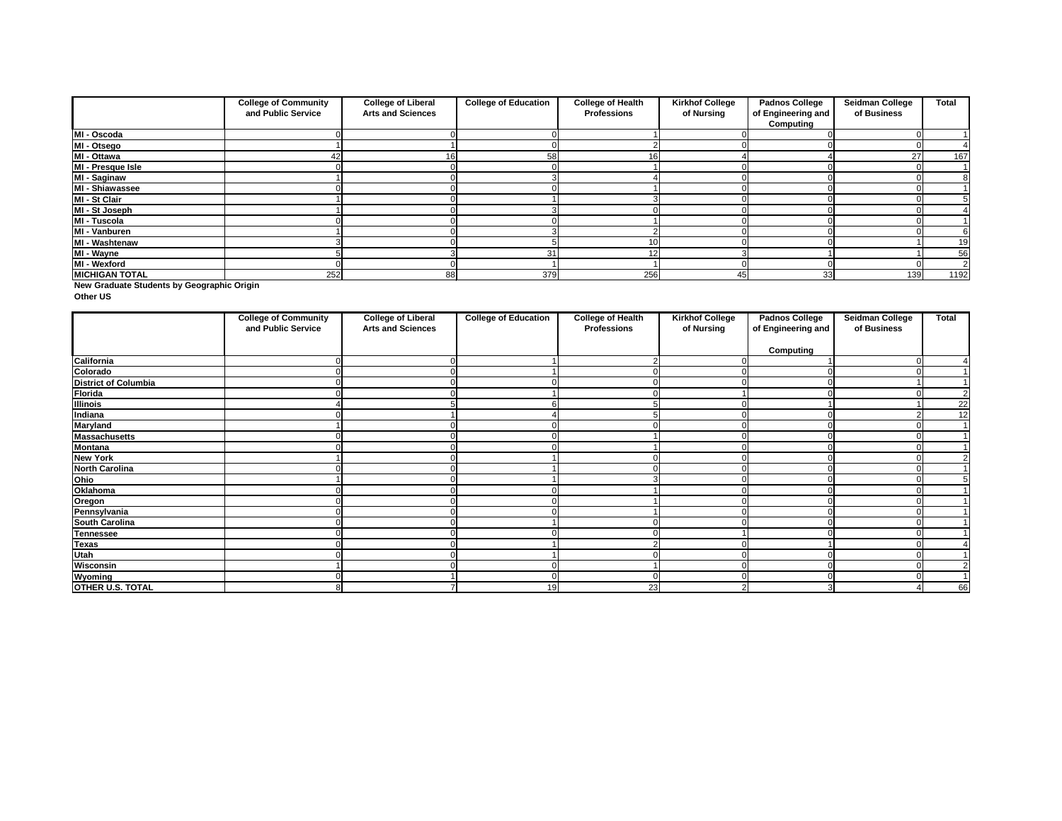| | College of Community and Public Service | College of Liberal Arts and Sciences | College of Education | College of Health Professions | Kirkhof College of Nursing | Padnos College of Engineering and Computing | Seidman College of Business | Total |
|---|---|---|---|---|---|---|---|---|
| MI - Oscoda | 0 | 0 | 0 | 1 | 0 | 0 | 0 | 1 |
| MI - Otsego | 1 | 1 | 0 | 2 | 0 | 0 | 0 | 4 |
| MI - Ottawa | 42 | 16 | 58 | 16 | 4 | 4 | 27 | 167 |
| MI - Presque Isle | 0 | 0 | 0 | 1 | 0 | 0 | 0 | 1 |
| MI - Saginaw | 1 | 0 | 3 | 4 | 0 | 0 | 0 | 8 |
| MI - Shiawassee | 0 | 0 | 0 | 1 | 0 | 0 | 0 | 1 |
| MI - St Clair | 1 | 0 | 1 | 3 | 0 | 0 | 0 | 5 |
| MI - St Joseph | 1 | 0 | 3 | 0 | 0 | 0 | 0 | 4 |
| MI - Tuscola | 0 | 0 | 0 | 1 | 0 | 0 | 0 | 1 |
| MI - Vanburen | 1 | 0 | 3 | 2 | 0 | 0 | 0 | 6 |
| MI - Washtenaw | 3 | 0 | 5 | 10 | 0 | 0 | 1 | 19 |
| MI - Wayne | 5 | 3 | 31 | 12 | 3 | 1 | 1 | 56 |
| MI - Wexford | 0 | 0 | 1 | 1 | 0 | 0 | 0 | 2 |
| MICHIGAN TOTAL | 252 | 88 | 379 | 256 | 45 | 33 | 139 | 1192 |

**New Graduate Students by Geographic Origin**

**Other US**

| | College of Community and Public Service | College of Liberal Arts and Sciences | College of Education | College of Health Professions | Kirkhof College of Nursing | Padnos College of Engineering and Computing | Seidman College of Business | Total |
|---|---|---|---|---|---|---|---|---|
| California | 0 | 0 | 1 | 2 | 0 | 1 | 0 | 4 |
| Colorado | 0 | 0 | 1 | 0 | 0 | 0 | 0 | 1 |
| District of Columbia | 0 | 0 | 0 | 0 | 0 | 0 | 1 | 1 |
| Florida | 0 | 0 | 1 | 0 | 1 | 0 | 0 | 2 |
| Illinois | 4 | 5 | 6 | 5 | 0 | 1 | 1 | 22 |
| Indiana | 0 | 1 | 4 | 5 | 0 | 0 | 2 | 12 |
| Maryland | 1 | 0 | 0 | 0 | 0 | 0 | 0 | 1 |
| Massachusetts | 0 | 0 | 0 | 1 | 0 | 0 | 0 | 1 |
| Montana | 0 | 0 | 0 | 1 | 0 | 0 | 0 | 1 |
| New York | 1 | 0 | 1 | 0 | 0 | 0 | 0 | 2 |
| North Carolina | 0 | 0 | 1 | 0 | 0 | 0 | 0 | 1 |
| Ohio | 1 | 0 | 1 | 3 | 0 | 0 | 0 | 5 |
| Oklahoma | 0 | 0 | 0 | 1 | 0 | 0 | 0 | 1 |
| Oregon | 0 | 0 | 0 | 1 | 0 | 0 | 0 | 1 |
| Pennsylvania | 0 | 0 | 0 | 1 | 0 | 0 | 0 | 1 |
| South Carolina | 0 | 0 | 1 | 0 | 0 | 0 | 0 | 1 |
| Tennessee | 0 | 0 | 0 | 0 | 1 | 0 | 0 | 1 |
| Texas | 0 | 0 | 1 | 2 | 0 | 1 | 0 | 4 |
| Utah | 0 | 0 | 1 | 0 | 0 | 0 | 0 | 1 |
| Wisconsin | 1 | 0 | 0 | 1 | 0 | 0 | 0 | 2 |
| Wyoming | 0 | 1 | 0 | 0 | 0 | 0 | 0 | 1 |
| OTHER U.S. TOTAL | 8 | 7 | 19 | 23 | 2 | 3 | 4 | 66 |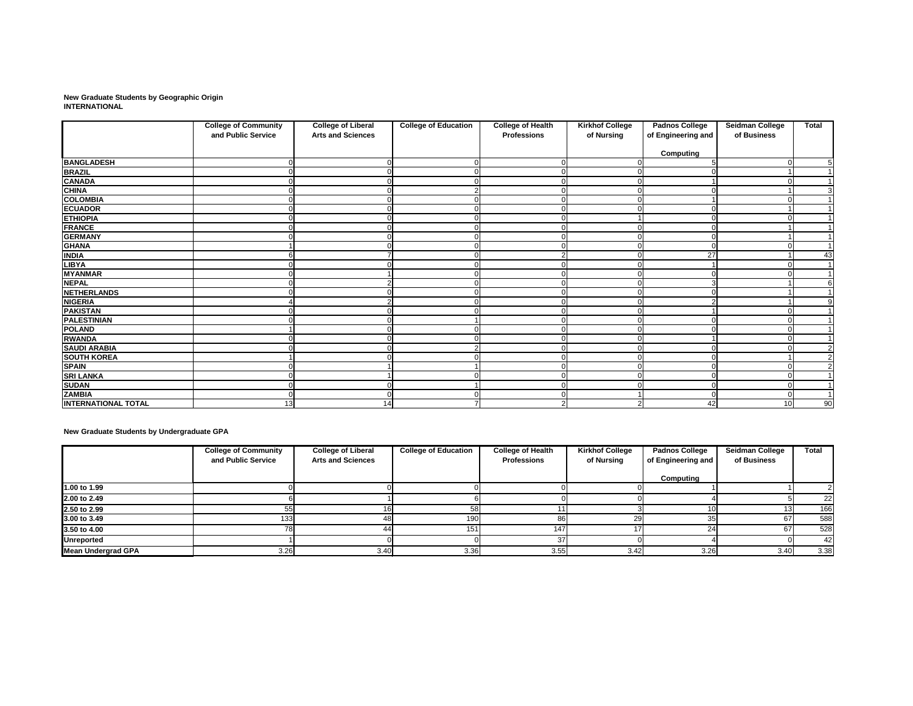**New Graduate Students by Geographic Origin**
**INTERNATIONAL**

| | College of Community and Public Service | College of Liberal Arts and Sciences | College of Education | College of Health Professions | Kirkhof College of Nursing | Padnos College of Engineering and Computing | Seidman College of Business | Total |
|---|---|---|---|---|---|---|---|---|
| **BANGLADESH** | 0 | 0 | 0 | 0 | 0 | 5 | 0 | 5 |
| **BRAZIL** | 0 | 0 | 0 | 0 | 0 | 0 | 1 | 1 |
| **CANADA** | 0 | 0 | 0 | 0 | 0 | 1 | 0 | 1 |
| **CHINA** | 0 | 0 | 2 | 0 | 0 | 0 | 1 | 3 |
| **COLOMBIA** | 0 | 0 | 0 | 0 | 0 | 1 | 0 | 1 |
| **ECUADOR** | 0 | 0 | 0 | 0 | 0 | 0 | 1 | 1 |
| **ETHIOPIA** | 0 | 0 | 0 | 0 | 1 | 0 | 0 | 1 |
| **FRANCE** | 0 | 0 | 0 | 0 | 0 | 0 | 1 | 1 |
| **GERMANY** | 0 | 0 | 0 | 0 | 0 | 0 | 1 | 1 |
| **GHANA** | 1 | 0 | 0 | 0 | 0 | 0 | 0 | 1 |
| **INDIA** | 6 | 7 | 0 | 2 | 0 | 27 | 1 | 43 |
| **LIBYA** | 0 | 0 | 0 | 0 | 0 | 1 | 0 | 1 |
| **MYANMAR** | 0 | 1 | 0 | 0 | 0 | 0 | 0 | 1 |
| **NEPAL** | 0 | 2 | 0 | 0 | 0 | 3 | 1 | 6 |
| **NETHERLANDS** | 0 | 0 | 0 | 0 | 0 | 0 | 1 | 1 |
| **NIGERIA** | 4 | 2 | 0 | 0 | 0 | 2 | 1 | 9 |
| **PAKISTAN** | 0 | 0 | 0 | 0 | 0 | 1 | 0 | 1 |
| **PALESTINIAN** | 0 | 0 | 1 | 0 | 0 | 0 | 0 | 1 |
| **POLAND** | 1 | 0 | 0 | 0 | 0 | 0 | 0 | 1 |
| **RWANDA** | 0 | 0 | 0 | 0 | 0 | 1 | 0 | 1 |
| **SAUDI ARABIA** | 0 | 0 | 2 | 0 | 0 | 0 | 0 | 2 |
| **SOUTH KOREA** | 1 | 0 | 0 | 0 | 0 | 0 | 1 | 2 |
| **SPAIN** | 0 | 1 | 1 | 0 | 0 | 0 | 0 | 2 |
| **SRI LANKA** | 0 | 1 | 0 | 0 | 0 | 0 | 0 | 1 |
| **SUDAN** | 0 | 0 | 1 | 0 | 0 | 0 | 0 | 1 |
| **ZAMBIA** | 0 | 0 | 0 | 0 | 1 | 0 | 0 | 1 |
| **INTERNATIONAL TOTAL** | 13 | 14 | 7 | 2 | 2 | 42 | 10 | 90 |

**New Graduate Students by Undergraduate GPA**

| | College of Community and Public Service | College of Liberal Arts and Sciences | College of Education | College of Health Professions | Kirkhof College of Nursing | Padnos College of Engineering and Computing | Seidman College of Business | Total |
|---|---|---|---|---|---|---|---|---|
| **1.00 to 1.99** | 0 | 0 | 0 | 0 | 0 | 1 | 1 | 2 |
| **2.00 to 2.49** | 6 | 1 | 6 | 0 | 0 | 4 | 5 | 22 |
| **2.50 to 2.99** | 55 | 16 | 58 | 11 | 3 | 10 | 13 | 166 |
| **3.00 to 3.49** | 133 | 48 | 190 | 86 | 29 | 35 | 67 | 588 |
| **3.50 to 4.00** | 78 | 44 | 151 | 147 | 17 | 24 | 67 | 528 |
| **Unreported** | 1 | 0 | 0 | 37 | 0 | 4 | 0 | 42 |
| **Mean Undergrad GPA** | 3.26 | 3.40 | 3.36 | 3.55 | 3.42 | 3.26 | 3.40 | 3.38 |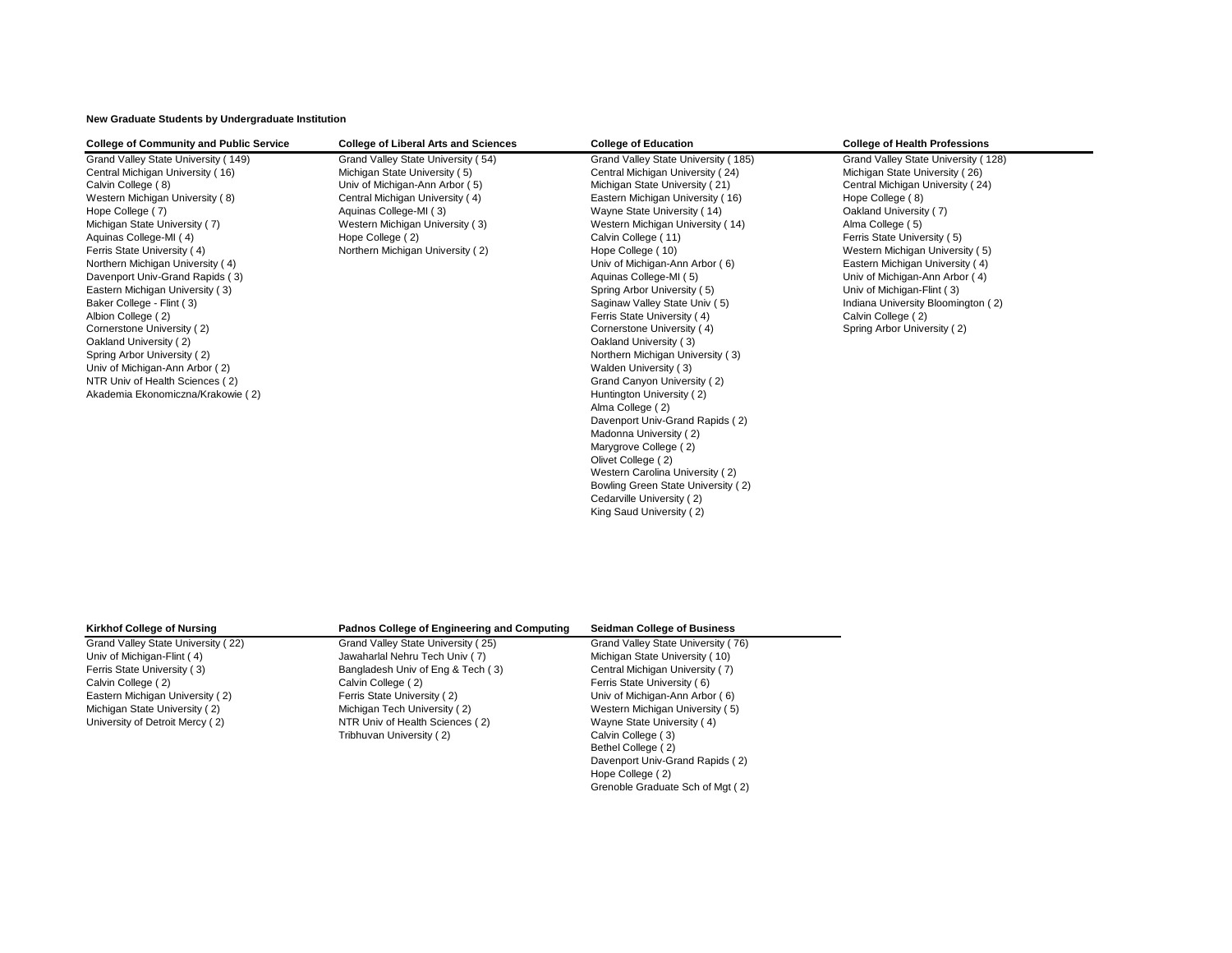**New Graduate Students by Undergraduate Institution**

| College of Community and Public Service | College of Liberal Arts and Sciences | College of Education | College of Health Professions |
|---|---|---|---|
| Grand Valley State University ( 149) | Grand Valley State University ( 54) | Grand Valley State University ( 185) | Grand Valley State University ( 128) |
| Central Michigan University ( 16) | Michigan State University ( 5) | Central Michigan University ( 24) | Michigan State University ( 26) |
| Calvin College ( 8) | Univ of Michigan-Ann Arbor ( 5) | Michigan State University ( 21) | Central Michigan University ( 24) |
| Western Michigan University ( 8) | Central Michigan University ( 4) | Eastern Michigan University ( 16) | Hope College ( 8) |
| Hope College ( 7) | Aquinas College-MI ( 3) | Wayne State University ( 14) | Oakland University ( 7) |
| Michigan State University ( 7) | Western Michigan University ( 3) | Western Michigan University ( 14) | Alma College ( 5) |
| Aquinas College-MI ( 4) | Hope College ( 2) | Calvin College ( 11) | Ferris State University ( 5) |
| Ferris State University ( 4) | Northern Michigan University ( 2) | Hope College ( 10) | Western Michigan University ( 5) |
| Northern Michigan University ( 4) | | Univ of Michigan-Ann Arbor ( 6) | Eastern Michigan University ( 4) |
| Davenport Univ-Grand Rapids ( 3) | | Aquinas College-MI ( 5) | Univ of Michigan-Ann Arbor ( 4) |
| Eastern Michigan University ( 3) | | Spring Arbor University ( 5) | Univ of Michigan-Flint ( 3) |
| Baker College - Flint ( 3) | | Saginaw Valley State Univ ( 5) | Indiana University Bloomington ( 2) |
| Albion College ( 2) | | Ferris State University ( 4) | Calvin College ( 2) |
| Cornerstone University ( 2) | | Cornerstone University ( 4) | Spring Arbor University ( 2) |
| Oakland University ( 2) | | Oakland University ( 3) | |
| Spring Arbor University ( 2) | | Northern Michigan University ( 3) | |
| Univ of Michigan-Ann Arbor ( 2) | | Walden University ( 3) | |
| NTR Univ of Health Sciences ( 2) | | Grand Canyon University ( 2) | |
| Akademia Ekonomiczna/Krakowie ( 2) | | Huntington University ( 2) | |
| | | Alma College ( 2) | |
| | | Davenport Univ-Grand Rapids ( 2) | |
| | | Madonna University ( 2) | |
| | | Marygrove College ( 2) | |
| | | Olivet College ( 2) | |
| | | Western Carolina University ( 2) | |
| | | Bowling Green State University ( 2) | |
| | | Cedarville University ( 2) | |
| | | King Saud University ( 2) | |

| Kirkhof College of Nursing | Padnos College of Engineering and Computing | Seidman College of Business |
|---|---|---|
| Grand Valley State University ( 22) | Grand Valley State University ( 25) | Grand Valley State University ( 76) |
| Univ of Michigan-Flint ( 4) | Jawaharlal Nehru Tech Univ ( 7) | Michigan State University ( 10) |
| Ferris State University ( 3) | Bangladesh Univ of Eng & Tech ( 3) | Central Michigan University ( 7) |
| Calvin College ( 2) | Calvin College ( 2) | Ferris State University ( 6) |
| Eastern Michigan University ( 2) | Ferris State University ( 2) | Univ of Michigan-Ann Arbor ( 6) |
| Michigan State University ( 2) | Michigan Tech University ( 2) | Western Michigan University ( 5) |
| University of Detroit Mercy ( 2) | NTR Univ of Health Sciences ( 2) | Wayne State University ( 4) |
| | Tribhuvan University ( 2) | Calvin College ( 3) |
| | | Bethel College ( 2) |
| | | Davenport Univ-Grand Rapids ( 2) |
| | | Hope College ( 2) |
| | | Grenoble Graduate Sch of Mgt ( 2) |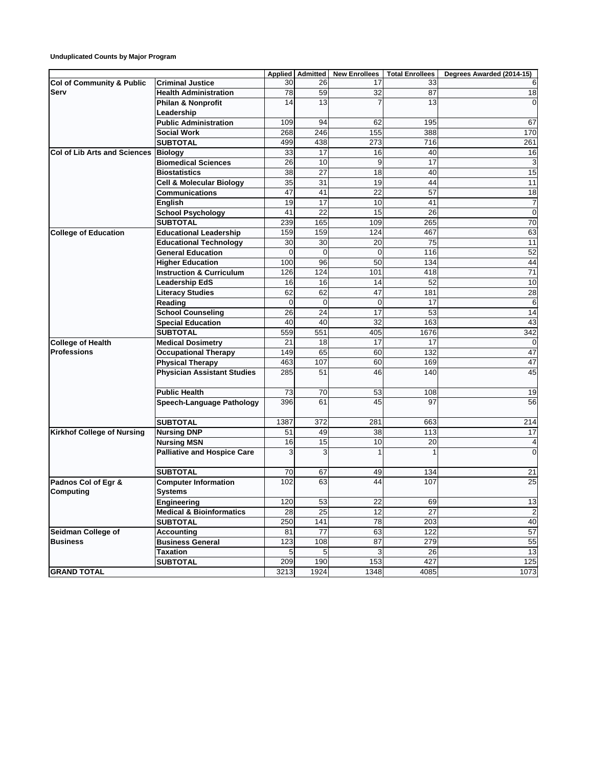**Unduplicated Counts by Major Program**

| | | Applied | Admitted | New Enrollees | Total Enrollees | Degrees Awarded (2014-15) |
|---|---|---|---|---|---|---|
| Col of Community & Public Serv | Criminal Justice | 30 | 26 | 17 | 33 | 6 |
| | Health Administration | 78 | 59 | 32 | 87 | 18 |
| | Philan & Nonprofit Leadership | 14 | 13 | 7 | 13 | 0 |
| | Public Administration | 109 | 94 | 62 | 195 | 67 |
| | Social Work | 268 | 246 | 155 | 388 | 170 |
| | SUBTOTAL | 499 | 438 | 273 | 716 | 261 |
| Col of Lib Arts and Sciences | Biology | 33 | 17 | 16 | 40 | 16 |
| | Biomedical Sciences | 26 | 10 | 9 | 17 | 3 |
| | Biostatistics | 38 | 27 | 18 | 40 | 15 |
| | Cell & Molecular Biology | 35 | 31 | 19 | 44 | 11 |
| | Communications | 47 | 41 | 22 | 57 | 18 |
| | English | 19 | 17 | 10 | 41 | 7 |
| | School Psychology | 41 | 22 | 15 | 26 | 0 |
| | SUBTOTAL | 239 | 165 | 109 | 265 | 70 |
| College of Education | Educational Leadership | 159 | 159 | 124 | 467 | 63 |
| | Educational Technology | 30 | 30 | 20 | 75 | 11 |
| | General Education | 0 | 0 | 0 | 116 | 52 |
| | Higher Education | 100 | 96 | 50 | 134 | 44 |
| | Instruction & Curriculum | 126 | 124 | 101 | 418 | 71 |
| | Leadership EdS | 16 | 16 | 14 | 52 | 10 |
| | Literacy Studies | 62 | 62 | 47 | 181 | 28 |
| | Reading | 0 | 0 | 0 | 17 | 6 |
| | School Counseling | 26 | 24 | 17 | 53 | 14 |
| | Special Education | 40 | 40 | 32 | 163 | 43 |
| | SUBTOTAL | 559 | 551 | 405 | 1676 | 342 |
| College of Health Professions | Medical Dosimetry | 21 | 18 | 17 | 17 | 0 |
| | Occupational Therapy | 149 | 65 | 60 | 132 | 47 |
| | Physical Therapy | 463 | 107 | 60 | 169 | 47 |
| | Physician Assistant Studies | 285 | 51 | 46 | 140 | 45 |
| | Public Health | 73 | 70 | 53 | 108 | 19 |
| | Speech-Language Pathology | 396 | 61 | 45 | 97 | 56 |
| | SUBTOTAL | 1387 | 372 | 281 | 663 | 214 |
| Kirkhof College of Nursing | Nursing DNP | 51 | 49 | 38 | 113 | 17 |
| | Nursing MSN | 16 | 15 | 10 | 20 | 4 |
| | Palliative and Hospice Care | 3 | 3 | 1 | 1 | 0 |
| | SUBTOTAL | 70 | 67 | 49 | 134 | 21 |
| Padnos Col of Egr & Computing | Computer Information Systems | 102 | 63 | 44 | 107 | 25 |
| | Engineering | 120 | 53 | 22 | 69 | 13 |
| | Medical & Bioinformatics | 28 | 25 | 12 | 27 | 2 |
| | SUBTOTAL | 250 | 141 | 78 | 203 | 40 |
| Seidman College of Business | Accounting | 81 | 77 | 63 | 122 | 57 |
| | Business General | 123 | 108 | 87 | 279 | 55 |
| | Taxation | 5 | 5 | 3 | 26 | 13 |
| | SUBTOTAL | 209 | 190 | 153 | 427 | 125 |
| GRAND TOTAL | | 3213 | 1924 | 1348 | 4085 | 1073 |